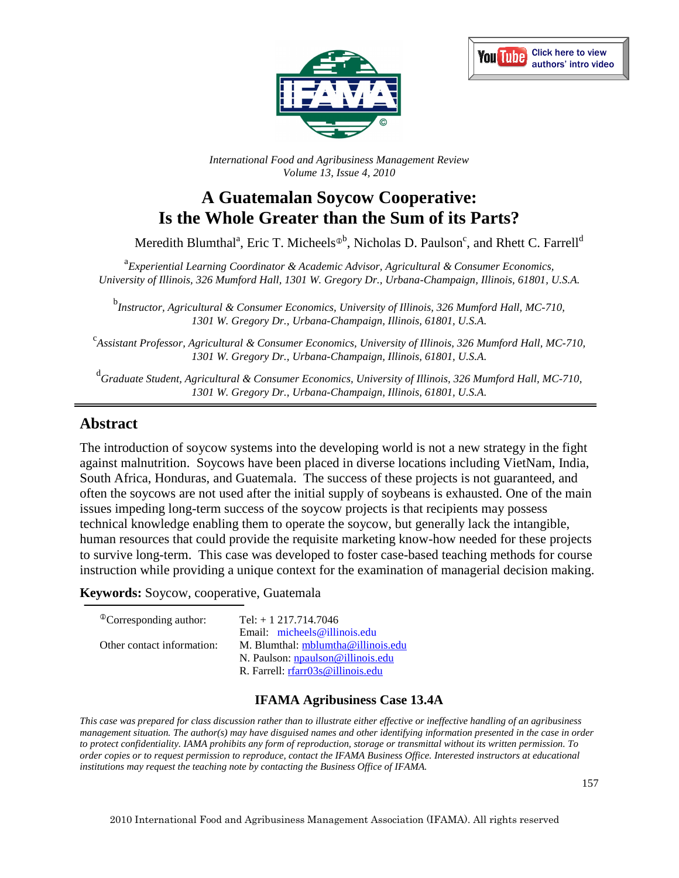*International Food and Agribusiness Management Review*
*Volume 13, Issue 4, 2010*

# A Guatemalan Soycow Cooperative: Is the Whole Greater than the Sum of its Parts?

Meredith Blumthal[a], Eric T. Micheels[ⓘb], Nicholas D. Paulson[c], and Rhett C. Farrell[d]

[a]*Experiential Learning Coordinator & Academic Advisor, Agricultural & Consumer Economics, University of Illinois, 326 Mumford Hall, 1301 W. Gregory Dr., Urbana-Champaign, Illinois, 61801, U.S.A.*

[b]*Instructor, Agricultural & Consumer Economics, University of Illinois, 326 Mumford Hall, MC-710, 1301 W. Gregory Dr., Urbana-Champaign, Illinois, 61801, U.S.A.*

[c]*Assistant Professor, Agricultural & Consumer Economics, University of Illinois, 326 Mumford Hall, MC-710, 1301 W. Gregory Dr., Urbana-Champaign, Illinois, 61801, U.S.A.*

[d]*Graduate Student, Agricultural & Consumer Economics, University of Illinois, 326 Mumford Hall, MC-710, 1301 W. Gregory Dr., Urbana-Champaign, Illinois, 61801, U.S.A.*

## Abstract

The introduction of soycow systems into the developing world is not a new strategy in the fight against malnutrition. Soycows have been placed in diverse locations including VietNam, India, South Africa, Honduras, and Guatemala. The success of these projects is not guaranteed, and often the soycows are not used after the initial supply of soybeans is exhausted. One of the main issues impeding long-term success of the soycow projects is that recipients may possess technical knowledge enabling them to operate the soycow, but generally lack the intangible, human resources that could provide the requisite marketing know-how needed for these projects to survive long-term. This case was developed to foster case-based teaching methods for course instruction while providing a unique context for the examination of managerial decision making.

**Keywords:** Soycow, cooperative, Guatemala

| | |
|---|---|
| [ⓘ]Corresponding author: | Tel: + 1 217.714.7046 |
| | Email: micheels@illinois.edu |
| Other contact information: | M. Blumthal: mblumtha@illinois.edu |
| | N. Paulson: npaulson@illinois.edu |
| | R. Farrell: rfarr03s@illinois.edu |

### IFAMA Agribusiness Case 13.4A

*This case was prepared for class discussion rather than to illustrate either effective or ineffective handling of an agribusiness management situation. The author(s) may have disguised names and other identifying information presented in the case in order to protect confidentiality. IAMA prohibits any form of reproduction, storage or transmittal without its written permission. To order copies or to request permission to reproduce, contact the IFAMA Business Office. Interested instructors at educational institutions may request the teaching note by contacting the Business Office of IFAMA.*

2010 International Food and Agribusiness Management Association (IFAMA). All rights reserved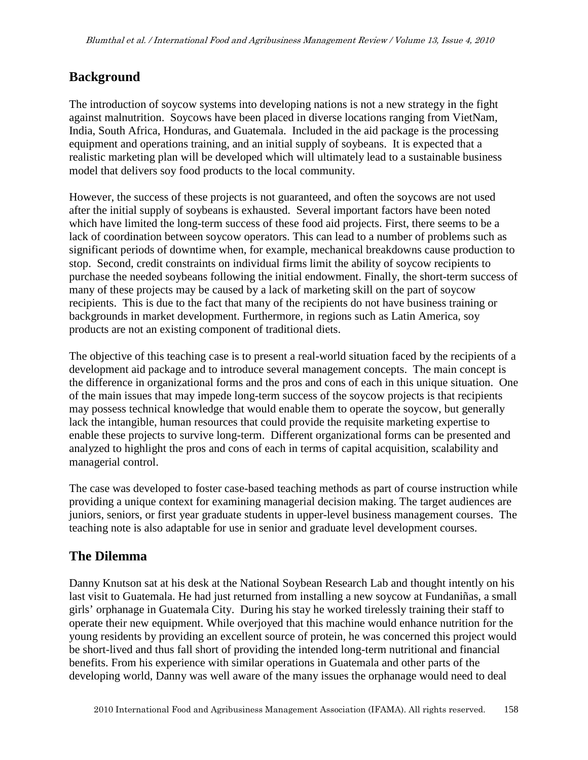## Background

The introduction of soycow systems into developing nations is not a new strategy in the fight against malnutrition. Soycows have been placed in diverse locations ranging from VietNam, India, South Africa, Honduras, and Guatemala. Included in the aid package is the processing equipment and operations training, and an initial supply of soybeans. It is expected that a realistic marketing plan will be developed which will ultimately lead to a sustainable business model that delivers soy food products to the local community.

However, the success of these projects is not guaranteed, and often the soycows are not used after the initial supply of soybeans is exhausted. Several important factors have been noted which have limited the long-term success of these food aid projects. First, there seems to be a lack of coordination between soycow operators. This can lead to a number of problems such as significant periods of downtime when, for example, mechanical breakdowns cause production to stop. Second, credit constraints on individual firms limit the ability of soycow recipients to purchase the needed soybeans following the initial endowment. Finally, the short-term success of many of these projects may be caused by a lack of marketing skill on the part of soycow recipients. This is due to the fact that many of the recipients do not have business training or backgrounds in market development. Furthermore, in regions such as Latin America, soy products are not an existing component of traditional diets.

The objective of this teaching case is to present a real-world situation faced by the recipients of a development aid package and to introduce several management concepts. The main concept is the difference in organizational forms and the pros and cons of each in this unique situation. One of the main issues that may impede long-term success of the soycow projects is that recipients may possess technical knowledge that would enable them to operate the soycow, but generally lack the intangible, human resources that could provide the requisite marketing expertise to enable these projects to survive long-term. Different organizational forms can be presented and analyzed to highlight the pros and cons of each in terms of capital acquisition, scalability and managerial control.

The case was developed to foster case-based teaching methods as part of course instruction while providing a unique context for examining managerial decision making. The target audiences are juniors, seniors, or first year graduate students in upper-level business management courses. The teaching note is also adaptable for use in senior and graduate level development courses.

## The Dilemma

Danny Knutson sat at his desk at the National Soybean Research Lab and thought intently on his last visit to Guatemala. He had just returned from installing a new soycow at Fundaniñas, a small girls' orphanage in Guatemala City. During his stay he worked tirelessly training their staff to operate their new equipment. While overjoyed that this machine would enhance nutrition for the young residents by providing an excellent source of protein, he was concerned this project would be short-lived and thus fall short of providing the intended long-term nutritional and financial benefits. From his experience with similar operations in Guatemala and other parts of the developing world, Danny was well aware of the many issues the orphanage would need to deal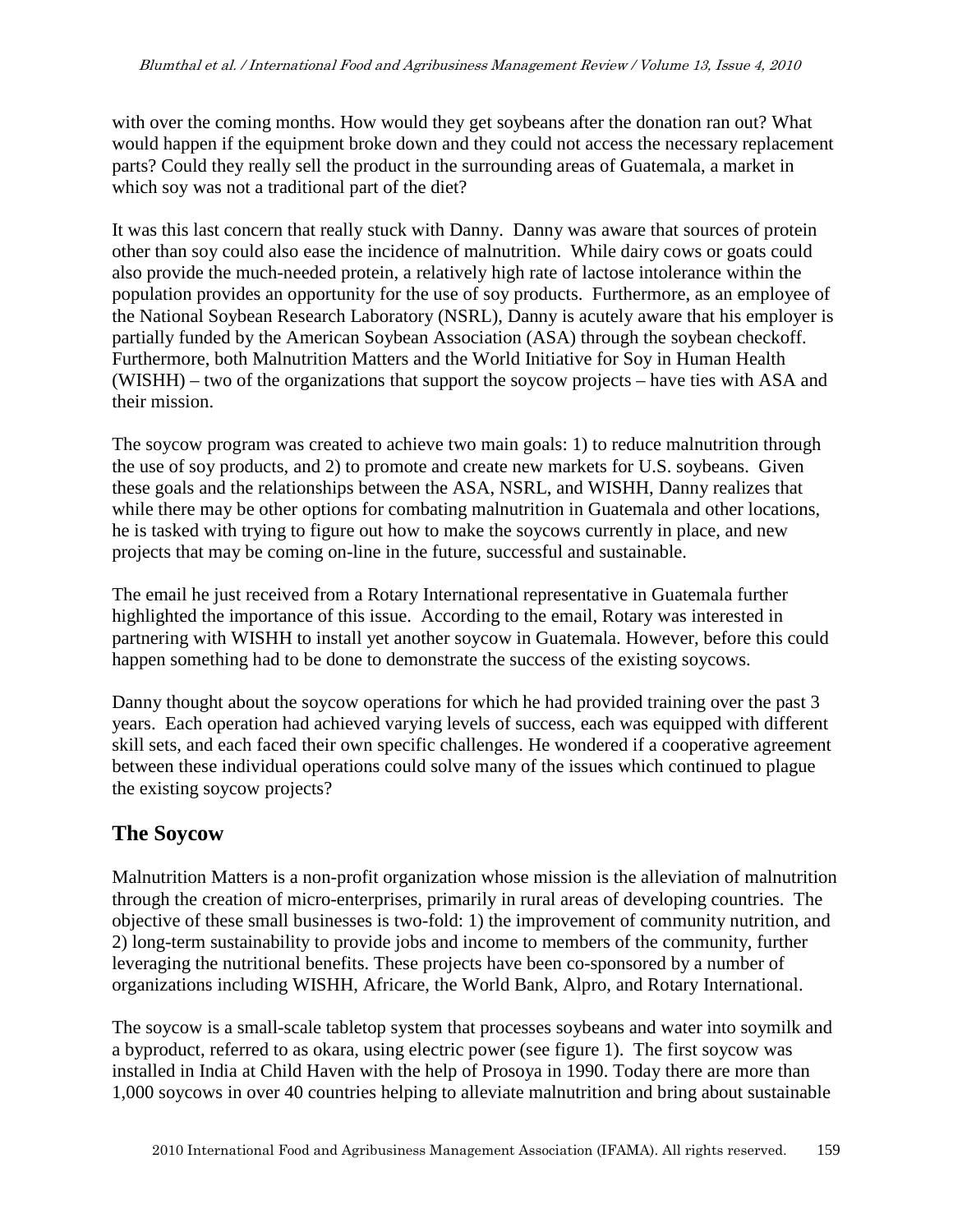with over the coming months. How would they get soybeans after the donation ran out? What would happen if the equipment broke down and they could not access the necessary replacement parts? Could they really sell the product in the surrounding areas of Guatemala, a market in which soy was not a traditional part of the diet?

It was this last concern that really stuck with Danny. Danny was aware that sources of protein other than soy could also ease the incidence of malnutrition. While dairy cows or goats could also provide the much-needed protein, a relatively high rate of lactose intolerance within the population provides an opportunity for the use of soy products. Furthermore, as an employee of the National Soybean Research Laboratory (NSRL), Danny is acutely aware that his employer is partially funded by the American Soybean Association (ASA) through the soybean checkoff. Furthermore, both Malnutrition Matters and the World Initiative for Soy in Human Health (WISHH) – two of the organizations that support the soycow projects – have ties with ASA and their mission.

The soycow program was created to achieve two main goals: 1) to reduce malnutrition through the use of soy products, and 2) to promote and create new markets for U.S. soybeans. Given these goals and the relationships between the ASA, NSRL, and WISHH, Danny realizes that while there may be other options for combating malnutrition in Guatemala and other locations, he is tasked with trying to figure out how to make the soycows currently in place, and new projects that may be coming on-line in the future, successful and sustainable.

The email he just received from a Rotary International representative in Guatemala further highlighted the importance of this issue. According to the email, Rotary was interested in partnering with WISHH to install yet another soycow in Guatemala. However, before this could happen something had to be done to demonstrate the success of the existing soycows.

Danny thought about the soycow operations for which he had provided training over the past 3 years. Each operation had achieved varying levels of success, each was equipped with different skill sets, and each faced their own specific challenges. He wondered if a cooperative agreement between these individual operations could solve many of the issues which continued to plague the existing soycow projects?

## The Soycow

Malnutrition Matters is a non-profit organization whose mission is the alleviation of malnutrition through the creation of micro-enterprises, primarily in rural areas of developing countries. The objective of these small businesses is two-fold: 1) the improvement of community nutrition, and 2) long-term sustainability to provide jobs and income to members of the community, further leveraging the nutritional benefits. These projects have been co-sponsored by a number of organizations including WISHH, Africare, the World Bank, Alpro, and Rotary International.

The soycow is a small-scale tabletop system that processes soybeans and water into soymilk and a byproduct, referred to as okara, using electric power (see figure 1). The first soycow was installed in India at Child Haven with the help of Prosoya in 1990. Today there are more than 1,000 soycows in over 40 countries helping to alleviate malnutrition and bring about sustainable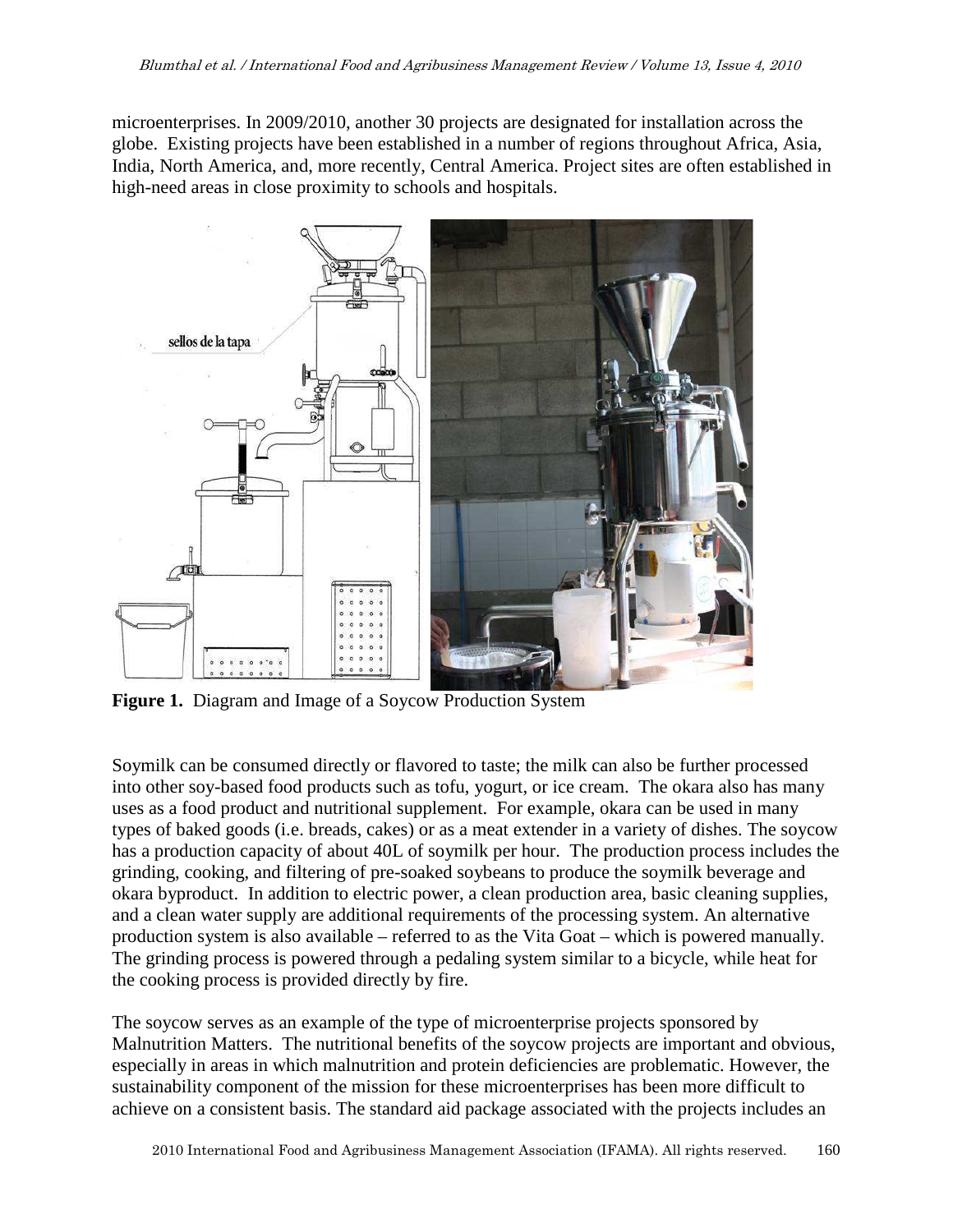microenterprises. In 2009/2010, another 30 projects are designated for installation across the globe. Existing projects have been established in a number of regions throughout Africa, Asia, India, North America, and, more recently, Central America. Project sites are often established in high-need areas in close proximity to schools and hospitals.

**Figure 1.** Diagram and Image of a Soycow Production System

Soymilk can be consumed directly or flavored to taste; the milk can also be further processed into other soy-based food products such as tofu, yogurt, or ice cream. The okara also has many uses as a food product and nutritional supplement. For example, okara can be used in many types of baked goods (i.e. breads, cakes) or as a meat extender in a variety of dishes. The soycow has a production capacity of about 40L of soymilk per hour. The production process includes the grinding, cooking, and filtering of pre-soaked soybeans to produce the soymilk beverage and okara byproduct. In addition to electric power, a clean production area, basic cleaning supplies, and a clean water supply are additional requirements of the processing system. An alternative production system is also available – referred to as the Vita Goat – which is powered manually. The grinding process is powered through a pedaling system similar to a bicycle, while heat for the cooking process is provided directly by fire.

The soycow serves as an example of the type of microenterprise projects sponsored by Malnutrition Matters. The nutritional benefits of the soycow projects are important and obvious, especially in areas in which malnutrition and protein deficiencies are problematic. However, the sustainability component of the mission for these microenterprises has been more difficult to achieve on a consistent basis. The standard aid package associated with the projects includes an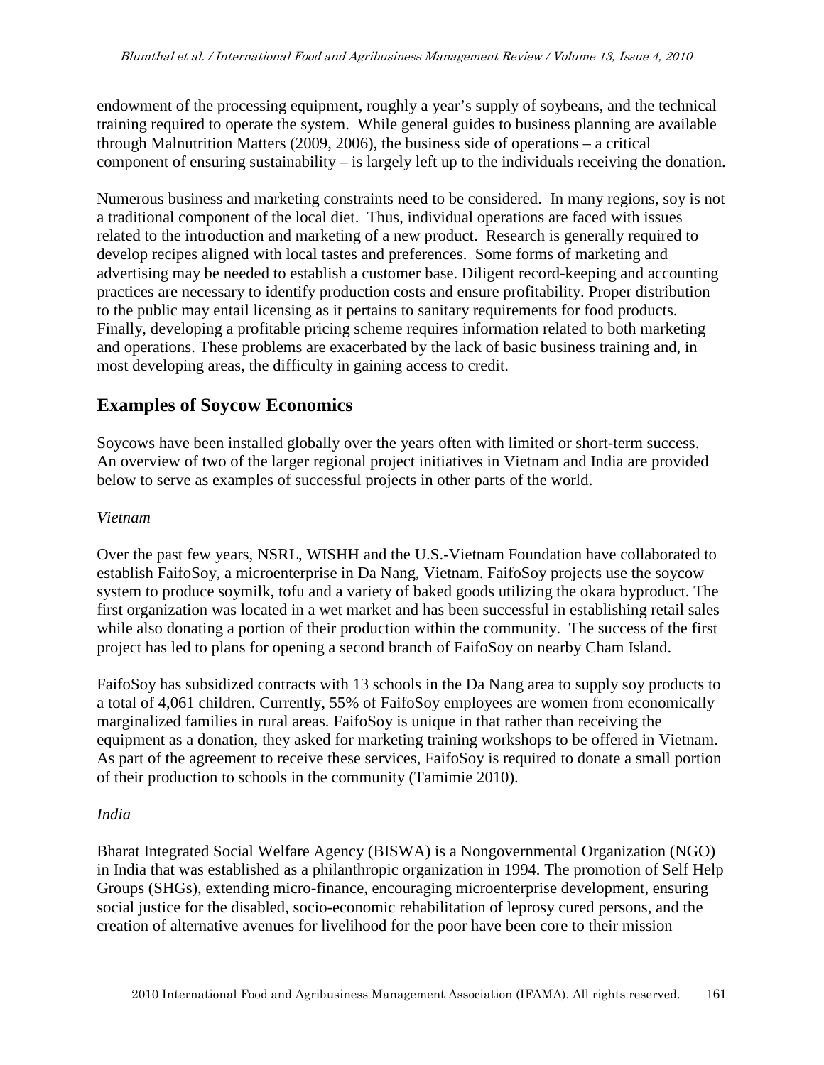endowment of the processing equipment, roughly a year's supply of soybeans, and the technical training required to operate the system. While general guides to business planning are available through Malnutrition Matters (2009, 2006), the business side of operations – a critical component of ensuring sustainability – is largely left up to the individuals receiving the donation.

Numerous business and marketing constraints need to be considered. In many regions, soy is not a traditional component of the local diet. Thus, individual operations are faced with issues related to the introduction and marketing of a new product. Research is generally required to develop recipes aligned with local tastes and preferences. Some forms of marketing and advertising may be needed to establish a customer base. Diligent record-keeping and accounting practices are necessary to identify production costs and ensure profitability. Proper distribution to the public may entail licensing as it pertains to sanitary requirements for food products. Finally, developing a profitable pricing scheme requires information related to both marketing and operations. These problems are exacerbated by the lack of basic business training and, in most developing areas, the difficulty in gaining access to credit.

## Examples of Soycow Economics

Soycows have been installed globally over the years often with limited or short-term success. An overview of two of the larger regional project initiatives in Vietnam and India are provided below to serve as examples of successful projects in other parts of the world.

*Vietnam*

Over the past few years, NSRL, WISHH and the U.S.-Vietnam Foundation have collaborated to establish FaifoSoy, a microenterprise in Da Nang, Vietnam. FaifoSoy projects use the soycow system to produce soymilk, tofu and a variety of baked goods utilizing the okara byproduct. The first organization was located in a wet market and has been successful in establishing retail sales while also donating a portion of their production within the community. The success of the first project has led to plans for opening a second branch of FaifoSoy on nearby Cham Island.

FaifoSoy has subsidized contracts with 13 schools in the Da Nang area to supply soy products to a total of 4,061 children. Currently, 55% of FaifoSoy employees are women from economically marginalized families in rural areas. FaifoSoy is unique in that rather than receiving the equipment as a donation, they asked for marketing training workshops to be offered in Vietnam. As part of the agreement to receive these services, FaifoSoy is required to donate a small portion of their production to schools in the community (Tamimie 2010).

*India*

Bharat Integrated Social Welfare Agency (BISWA) is a Nongovernmental Organization (NGO) in India that was established as a philanthropic organization in 1994. The promotion of Self Help Groups (SHGs), extending micro-finance, encouraging microenterprise development, ensuring social justice for the disabled, socio-economic rehabilitation of leprosy cured persons, and the creation of alternative avenues for livelihood for the poor have been core to their mission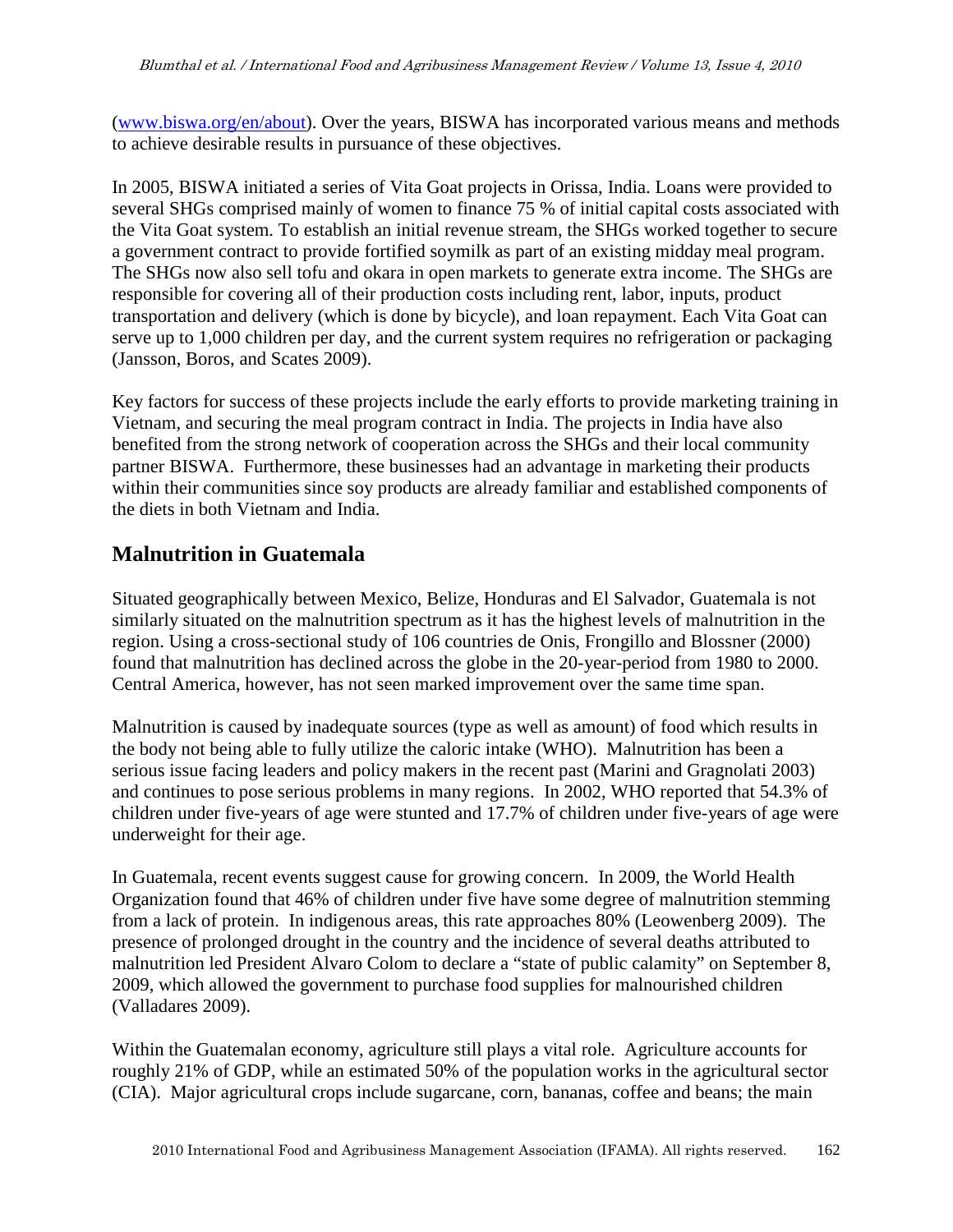(www.biswa.org/en/about). Over the years, BISWA has incorporated various means and methods to achieve desirable results in pursuance of these objectives.

In 2005, BISWA initiated a series of Vita Goat projects in Orissa, India. Loans were provided to several SHGs comprised mainly of women to finance 75 % of initial capital costs associated with the Vita Goat system. To establish an initial revenue stream, the SHGs worked together to secure a government contract to provide fortified soymilk as part of an existing midday meal program. The SHGs now also sell tofu and okara in open markets to generate extra income. The SHGs are responsible for covering all of their production costs including rent, labor, inputs, product transportation and delivery (which is done by bicycle), and loan repayment. Each Vita Goat can serve up to 1,000 children per day, and the current system requires no refrigeration or packaging (Jansson, Boros, and Scates 2009).

Key factors for success of these projects include the early efforts to provide marketing training in Vietnam, and securing the meal program contract in India. The projects in India have also benefited from the strong network of cooperation across the SHGs and their local community partner BISWA. Furthermore, these businesses had an advantage in marketing their products within their communities since soy products are already familiar and established components of the diets in both Vietnam and India.

## Malnutrition in Guatemala

Situated geographically between Mexico, Belize, Honduras and El Salvador, Guatemala is not similarly situated on the malnutrition spectrum as it has the highest levels of malnutrition in the region. Using a cross-sectional study of 106 countries de Onis, Frongillo and Blossner (2000) found that malnutrition has declined across the globe in the 20-year-period from 1980 to 2000. Central America, however, has not seen marked improvement over the same time span.

Malnutrition is caused by inadequate sources (type as well as amount) of food which results in the body not being able to fully utilize the caloric intake (WHO). Malnutrition has been a serious issue facing leaders and policy makers in the recent past (Marini and Gragnolati 2003) and continues to pose serious problems in many regions. In 2002, WHO reported that 54.3% of children under five-years of age were stunted and 17.7% of children under five-years of age were underweight for their age.

In Guatemala, recent events suggest cause for growing concern. In 2009, the World Health Organization found that 46% of children under five have some degree of malnutrition stemming from a lack of protein. In indigenous areas, this rate approaches 80% (Leowenberg 2009). The presence of prolonged drought in the country and the incidence of several deaths attributed to malnutrition led President Alvaro Colom to declare a “state of public calamity” on September 8, 2009, which allowed the government to purchase food supplies for malnourished children (Valladares 2009).

Within the Guatemalan economy, agriculture still plays a vital role. Agriculture accounts for roughly 21% of GDP, while an estimated 50% of the population works in the agricultural sector (CIA). Major agricultural crops include sugarcane, corn, bananas, coffee and beans; the main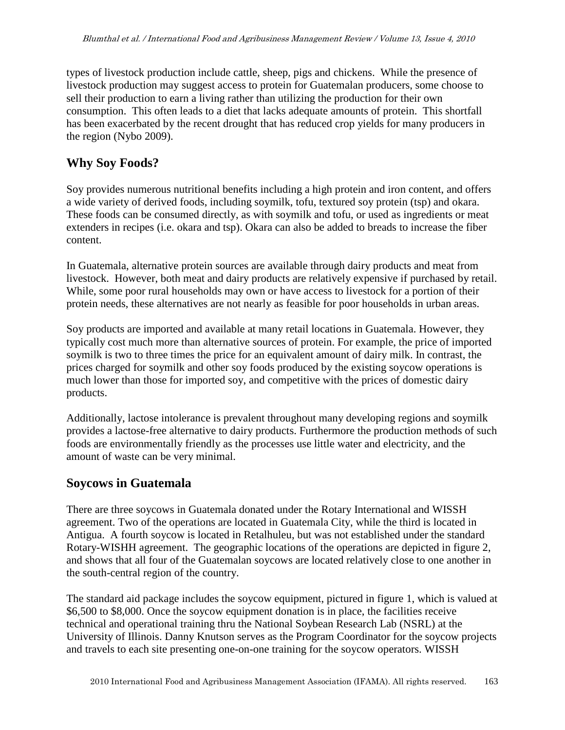types of livestock production include cattle, sheep, pigs and chickens. While the presence of livestock production may suggest access to protein for Guatemalan producers, some choose to sell their production to earn a living rather than utilizing the production for their own consumption. This often leads to a diet that lacks adequate amounts of protein. This shortfall has been exacerbated by the recent drought that has reduced crop yields for many producers in the region (Nybo 2009).

## Why Soy Foods?

Soy provides numerous nutritional benefits including a high protein and iron content, and offers a wide variety of derived foods, including soymilk, tofu, textured soy protein (tsp) and okara. These foods can be consumed directly, as with soymilk and tofu, or used as ingredients or meat extenders in recipes (i.e. okara and tsp). Okara can also be added to breads to increase the fiber content.

In Guatemala, alternative protein sources are available through dairy products and meat from livestock. However, both meat and dairy products are relatively expensive if purchased by retail. While, some poor rural households may own or have access to livestock for a portion of their protein needs, these alternatives are not nearly as feasible for poor households in urban areas.

Soy products are imported and available at many retail locations in Guatemala. However, they typically cost much more than alternative sources of protein. For example, the price of imported soymilk is two to three times the price for an equivalent amount of dairy milk. In contrast, the prices charged for soymilk and other soy foods produced by the existing soycow operations is much lower than those for imported soy, and competitive with the prices of domestic dairy products.

Additionally, lactose intolerance is prevalent throughout many developing regions and soymilk provides a lactose-free alternative to dairy products. Furthermore the production methods of such foods are environmentally friendly as the processes use little water and electricity, and the amount of waste can be very minimal.

## Soycows in Guatemala

There are three soycows in Guatemala donated under the Rotary International and WISSH agreement. Two of the operations are located in Guatemala City, while the third is located in Antigua. A fourth soycow is located in Retalhuleu, but was not established under the standard Rotary-WISHH agreement. The geographic locations of the operations are depicted in figure 2, and shows that all four of the Guatemalan soycows are located relatively close to one another in the south-central region of the country.

The standard aid package includes the soycow equipment, pictured in figure 1, which is valued at $6,500 to $8,000. Once the soycow equipment donation is in place, the facilities receive technical and operational training thru the National Soybean Research Lab (NSRL) at the University of Illinois. Danny Knutson serves as the Program Coordinator for the soycow projects and travels to each site presenting one-on-one training for the soycow operators. WISSH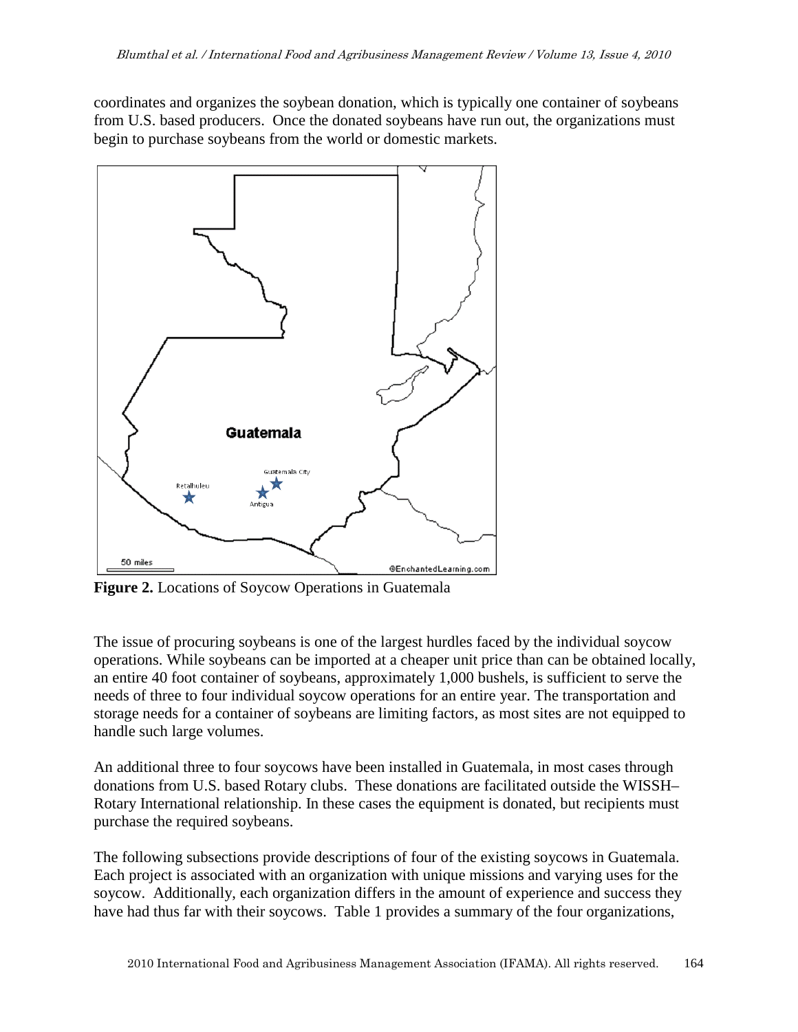coordinates and organizes the soybean donation, which is typically one container of soybeans from U.S. based producers. Once the donated soybeans have run out, the organizations must begin to purchase soybeans from the world or domestic markets.

**Figure 2.** Locations of Soycow Operations in Guatemala

The issue of procuring soybeans is one of the largest hurdles faced by the individual soycow operations. While soybeans can be imported at a cheaper unit price than can be obtained locally, an entire 40 foot container of soybeans, approximately 1,000 bushels, is sufficient to serve the needs of three to four individual soycow operations for an entire year. The transportation and storage needs for a container of soybeans are limiting factors, as most sites are not equipped to handle such large volumes.

An additional three to four soycows have been installed in Guatemala, in most cases through donations from U.S. based Rotary clubs. These donations are facilitated outside the WISSH–Rotary International relationship. In these cases the equipment is donated, but recipients must purchase the required soybeans.

The following subsections provide descriptions of four of the existing soycows in Guatemala. Each project is associated with an organization with unique missions and varying uses for the soycow. Additionally, each organization differs in the amount of experience and success they have had thus far with their soycows. Table 1 provides a summary of the four organizations,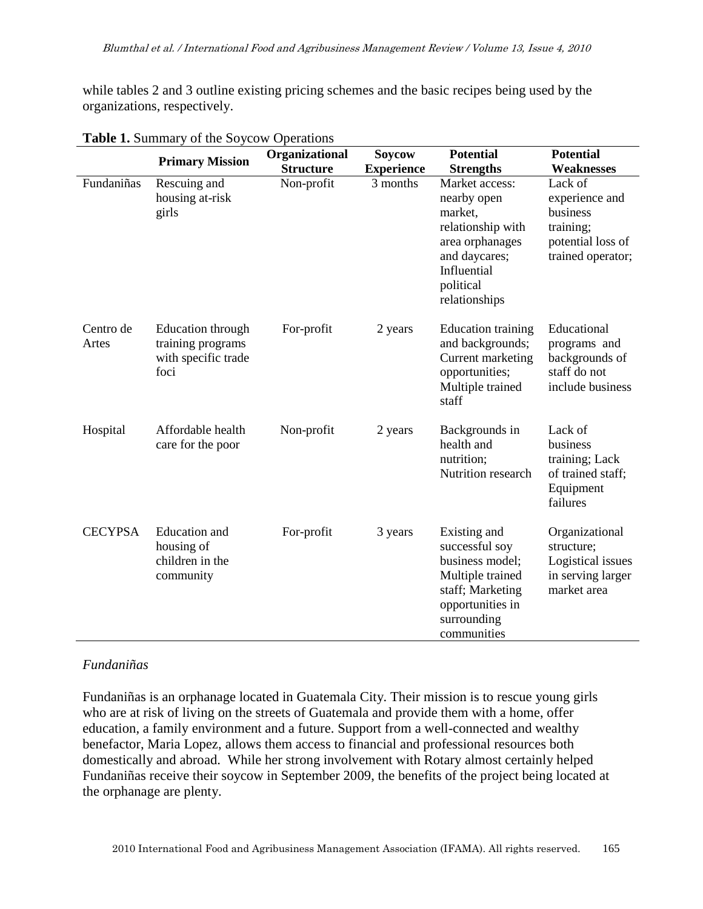while tables 2 and 3 outline existing pricing schemes and the basic recipes being used by the organizations, respectively.

**Table 1.** Summary of the Soycow Operations

| | Primary Mission | Organizational Structure | Soycow Experience | Potential Strengths | Potential Weaknesses |
|---|---|---|---|---|---|
| Fundaniñas | Rescuing and housing at-risk girls | Non-profit | 3 months | Market access: nearby open market, relationship with area orphanages and daycares; Influential political relationships | Lack of experience and business training; potential loss of trained operator; |
| Centro de Artes | Education through training programs with specific trade foci | For-profit | 2 years | Education training and backgrounds; Current marketing opportunities; Multiple trained staff | Educational programs and backgrounds of staff do not include business |
| Hospital | Affordable health care for the poor | Non-profit | 2 years | Backgrounds in health and nutrition; Nutrition research | Lack of business training; Lack of trained staff; Equipment failures |
| CECYPSA | Education and housing of children in the community | For-profit | 3 years | Existing and successful soy business model; Multiple trained staff; Marketing opportunities in surrounding communities | Organizational structure; Logistical issues in serving larger market area |

*Fundaniñas*

Fundaniñas is an orphanage located in Guatemala City. Their mission is to rescue young girls who are at risk of living on the streets of Guatemala and provide them with a home, offer education, a family environment and a future. Support from a well-connected and wealthy benefactor, Maria Lopez, allows them access to financial and professional resources both domestically and abroad. While her strong involvement with Rotary almost certainly helped Fundaniñas receive their soycow in September 2009, the benefits of the project being located at the orphanage are plenty.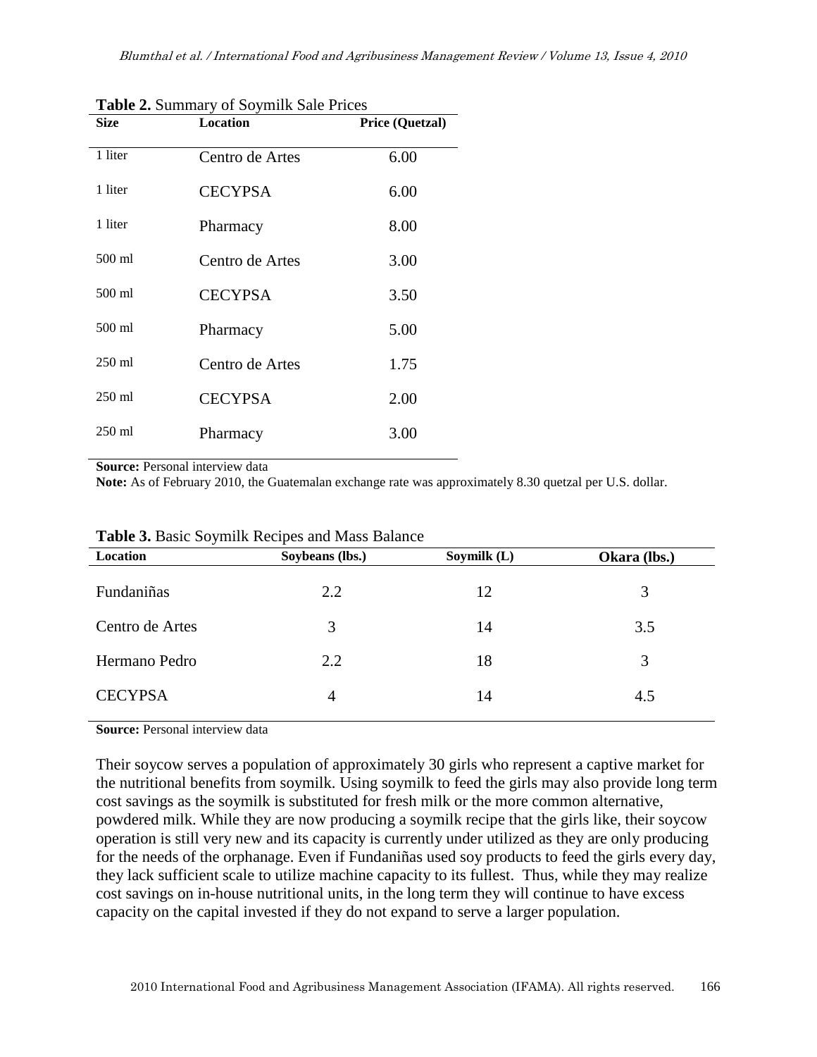**Table 2.** Summary of Soymilk Sale Prices

| Size | Location | Price (Quetzal) |
|---|---|---|
| 1 liter | Centro de Artes | 6.00 |
| 1 liter | CECYPSA | 6.00 |
| 1 liter | Pharmacy | 8.00 |
| 500 ml | Centro de Artes | 3.00 |
| 500 ml | CECYPSA | 3.50 |
| 500 ml | Pharmacy | 5.00 |
| 250 ml | Centro de Artes | 1.75 |
| 250 ml | CECYPSA | 2.00 |
| 250 ml | Pharmacy | 3.00 |

**Source:** Personal interview data

**Note:** As of February 2010, the Guatemalan exchange rate was approximately 8.30 quetzal per U.S. dollar.

**Table 3.** Basic Soymilk Recipes and Mass Balance

| Location | Soybeans (lbs.) | Soymilk (L) | Okara (lbs.) |
|---|---|---|---|
| Fundaniñas | 2.2 | 12 | 3 |
| Centro de Artes | 3 | 14 | 3.5 |
| Hermano Pedro | 2.2 | 18 | 3 |
| CECYPSA | 4 | 14 | 4.5 |

**Source:** Personal interview data

Their soycow serves a population of approximately 30 girls who represent a captive market for the nutritional benefits from soymilk. Using soymilk to feed the girls may also provide long term cost savings as the soymilk is substituted for fresh milk or the more common alternative, powdered milk. While they are now producing a soymilk recipe that the girls like, their soycow operation is still very new and its capacity is currently under utilized as they are only producing for the needs of the orphanage. Even if Fundaniñas used soy products to feed the girls every day, they lack sufficient scale to utilize machine capacity to its fullest. Thus, while they may realize cost savings on in-house nutritional units, in the long term they will continue to have excess capacity on the capital invested if they do not expand to serve a larger population.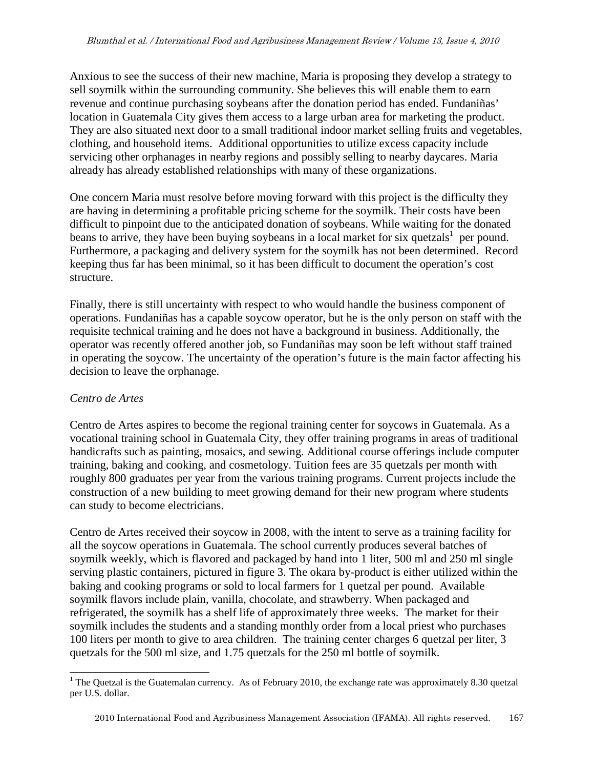Anxious to see the success of their new machine, Maria is proposing they develop a strategy to sell soymilk within the surrounding community. She believes this will enable them to earn revenue and continue purchasing soybeans after the donation period has ended. Fundaniñas' location in Guatemala City gives them access to a large urban area for marketing the product. They are also situated next door to a small traditional indoor market selling fruits and vegetables, clothing, and household items. Additional opportunities to utilize excess capacity include servicing other orphanages in nearby regions and possibly selling to nearby daycares. Maria already has already established relationships with many of these organizations.

One concern Maria must resolve before moving forward with this project is the difficulty they are having in determining a profitable pricing scheme for the soymilk. Their costs have been difficult to pinpoint due to the anticipated donation of soybeans. While waiting for the donated beans to arrive, they have been buying soybeans in a local market for six quetzals[1] per pound. Furthermore, a packaging and delivery system for the soymilk has not been determined. Record keeping thus far has been minimal, so it has been difficult to document the operation's cost structure.

Finally, there is still uncertainty with respect to who would handle the business component of operations. Fundaniñas has a capable soycow operator, but he is the only person on staff with the requisite technical training and he does not have a background in business. Additionally, the operator was recently offered another job, so Fundaniñas may soon be left without staff trained in operating the soycow. The uncertainty of the operation's future is the main factor affecting his decision to leave the orphanage.

### *Centro de Artes*

Centro de Artes aspires to become the regional training center for soycows in Guatemala. As a vocational training school in Guatemala City, they offer training programs in areas of traditional handicrafts such as painting, mosaics, and sewing. Additional course offerings include computer training, baking and cooking, and cosmetology. Tuition fees are 35 quetzals per month with roughly 800 graduates per year from the various training programs. Current projects include the construction of a new building to meet growing demand for their new program where students can study to become electricians.

Centro de Artes received their soycow in 2008, with the intent to serve as a training facility for all the soycow operations in Guatemala. The school currently produces several batches of soymilk weekly, which is flavored and packaged by hand into 1 liter, 500 ml and 250 ml single serving plastic containers, pictured in figure 3. The okara by-product is either utilized within the baking and cooking programs or sold to local farmers for 1 quetzal per pound. Available soymilk flavors include plain, vanilla, chocolate, and strawberry. When packaged and refrigerated, the soymilk has a shelf life of approximately three weeks. The market for their soymilk includes the students and a standing monthly order from a local priest who purchases 100 liters per month to give to area children. The training center charges 6 quetzal per liter, 3 quetzals for the 500 ml size, and 1.75 quetzals for the 250 ml bottle of soymilk.

---

[1] The Quetzal is the Guatemalan currency. As of February 2010, the exchange rate was approximately 8.30 quetzal per U.S. dollar.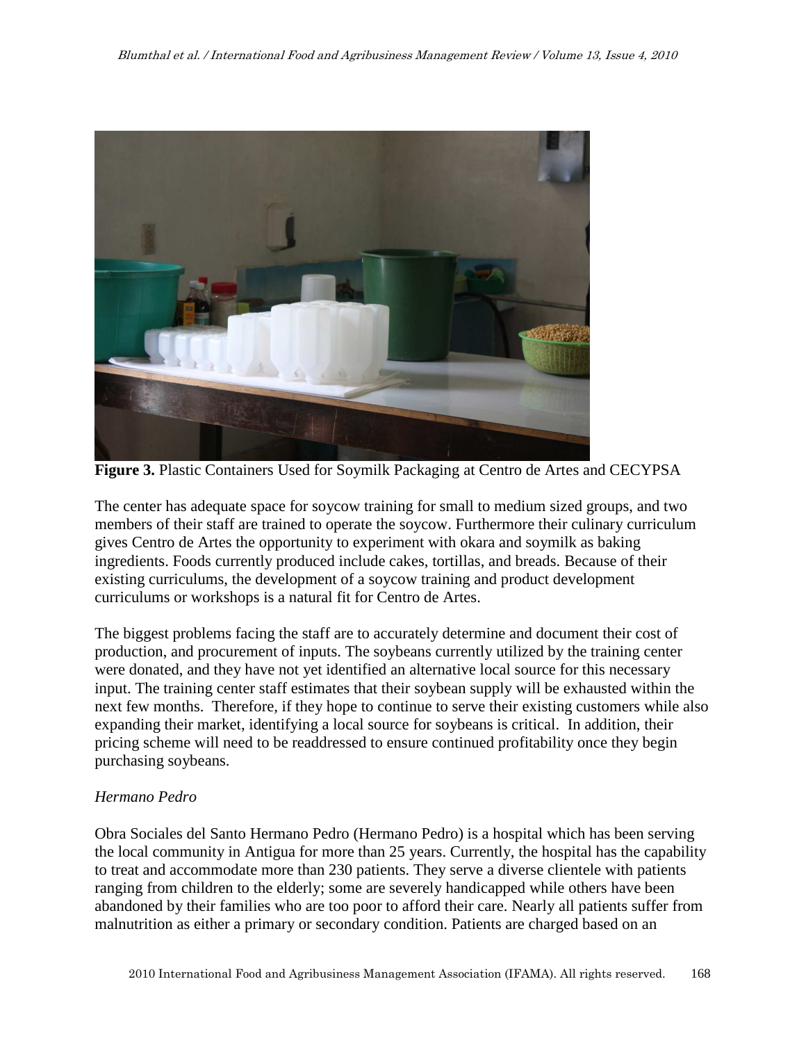**Figure 3.** Plastic Containers Used for Soymilk Packaging at Centro de Artes and CECYPSA

The center has adequate space for soycow training for small to medium sized groups, and two members of their staff are trained to operate the soycow. Furthermore their culinary curriculum gives Centro de Artes the opportunity to experiment with okara and soymilk as baking ingredients. Foods currently produced include cakes, tortillas, and breads. Because of their existing curriculums, the development of a soycow training and product development curriculums or workshops is a natural fit for Centro de Artes.

The biggest problems facing the staff are to accurately determine and document their cost of production, and procurement of inputs. The soybeans currently utilized by the training center were donated, and they have not yet identified an alternative local source for this necessary input. The training center staff estimates that their soybean supply will be exhausted within the next few months. Therefore, if they hope to continue to serve their existing customers while also expanding their market, identifying a local source for soybeans is critical. In addition, their pricing scheme will need to be readdressed to ensure continued profitability once they begin purchasing soybeans.

*Hermano Pedro*

Obra Sociales del Santo Hermano Pedro (Hermano Pedro) is a hospital which has been serving the local community in Antigua for more than 25 years. Currently, the hospital has the capability to treat and accommodate more than 230 patients. They serve a diverse clientele with patients ranging from children to the elderly; some are severely handicapped while others have been abandoned by their families who are too poor to afford their care. Nearly all patients suffer from malnutrition as either a primary or secondary condition. Patients are charged based on an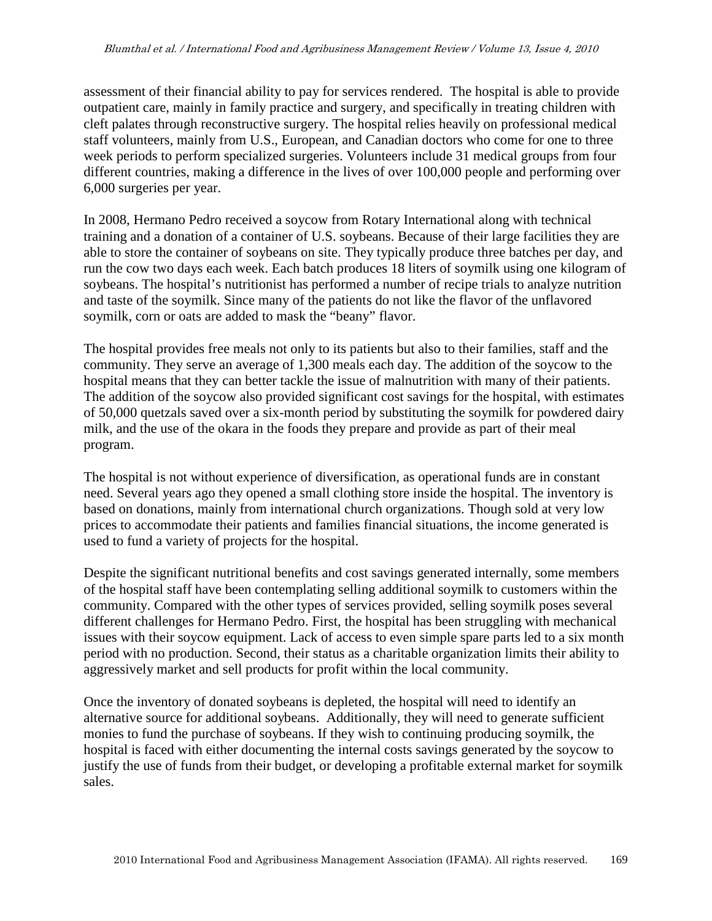assessment of their financial ability to pay for services rendered. The hospital is able to provide outpatient care, mainly in family practice and surgery, and specifically in treating children with cleft palates through reconstructive surgery. The hospital relies heavily on professional medical staff volunteers, mainly from U.S., European, and Canadian doctors who come for one to three week periods to perform specialized surgeries. Volunteers include 31 medical groups from four different countries, making a difference in the lives of over 100,000 people and performing over 6,000 surgeries per year.

In 2008, Hermano Pedro received a soycow from Rotary International along with technical training and a donation of a container of U.S. soybeans. Because of their large facilities they are able to store the container of soybeans on site. They typically produce three batches per day, and run the cow two days each week. Each batch produces 18 liters of soymilk using one kilogram of soybeans. The hospital's nutritionist has performed a number of recipe trials to analyze nutrition and taste of the soymilk. Since many of the patients do not like the flavor of the unflavored soymilk, corn or oats are added to mask the "beany" flavor.

The hospital provides free meals not only to its patients but also to their families, staff and the community. They serve an average of 1,300 meals each day. The addition of the soycow to the hospital means that they can better tackle the issue of malnutrition with many of their patients. The addition of the soycow also provided significant cost savings for the hospital, with estimates of 50,000 quetzals saved over a six-month period by substituting the soymilk for powdered dairy milk, and the use of the okara in the foods they prepare and provide as part of their meal program.

The hospital is not without experience of diversification, as operational funds are in constant need. Several years ago they opened a small clothing store inside the hospital. The inventory is based on donations, mainly from international church organizations. Though sold at very low prices to accommodate their patients and families financial situations, the income generated is used to fund a variety of projects for the hospital.

Despite the significant nutritional benefits and cost savings generated internally, some members of the hospital staff have been contemplating selling additional soymilk to customers within the community. Compared with the other types of services provided, selling soymilk poses several different challenges for Hermano Pedro. First, the hospital has been struggling with mechanical issues with their soycow equipment. Lack of access to even simple spare parts led to a six month period with no production. Second, their status as a charitable organization limits their ability to aggressively market and sell products for profit within the local community.

Once the inventory of donated soybeans is depleted, the hospital will need to identify an alternative source for additional soybeans. Additionally, they will need to generate sufficient monies to fund the purchase of soybeans. If they wish to continuing producing soymilk, the hospital is faced with either documenting the internal costs savings generated by the soycow to justify the use of funds from their budget, or developing a profitable external market for soymilk sales.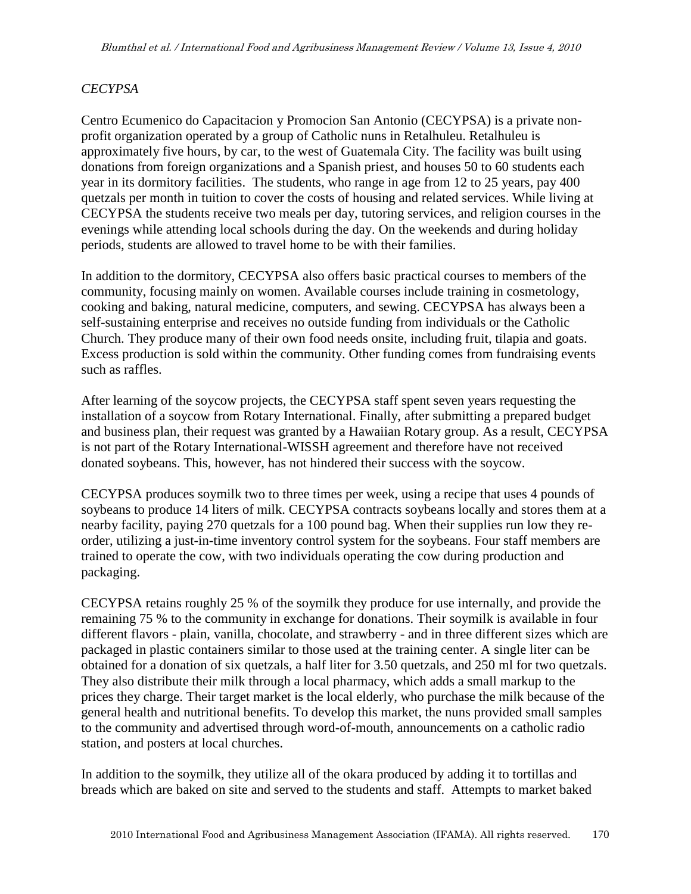*CECYPSA*

Centro Ecumenico do Capacitacion y Promocion San Antonio (CECYPSA) is a private non-profit organization operated by a group of Catholic nuns in Retalhuleu. Retalhuleu is approximately five hours, by car, to the west of Guatemala City. The facility was built using donations from foreign organizations and a Spanish priest, and houses 50 to 60 students each year in its dormitory facilities. The students, who range in age from 12 to 25 years, pay 400 quetzals per month in tuition to cover the costs of housing and related services. While living at CECYPSA the students receive two meals per day, tutoring services, and religion courses in the evenings while attending local schools during the day. On the weekends and during holiday periods, students are allowed to travel home to be with their families.

In addition to the dormitory, CECYPSA also offers basic practical courses to members of the community, focusing mainly on women. Available courses include training in cosmetology, cooking and baking, natural medicine, computers, and sewing. CECYPSA has always been a self-sustaining enterprise and receives no outside funding from individuals or the Catholic Church. They produce many of their own food needs onsite, including fruit, tilapia and goats. Excess production is sold within the community. Other funding comes from fundraising events such as raffles.

After learning of the soycow projects, the CECYPSA staff spent seven years requesting the installation of a soycow from Rotary International. Finally, after submitting a prepared budget and business plan, their request was granted by a Hawaiian Rotary group. As a result, CECYPSA is not part of the Rotary International-WISSH agreement and therefore have not received donated soybeans. This, however, has not hindered their success with the soycow.

CECYPSA produces soymilk two to three times per week, using a recipe that uses 4 pounds of soybeans to produce 14 liters of milk. CECYPSA contracts soybeans locally and stores them at a nearby facility, paying 270 quetzals for a 100 pound bag. When their supplies run low they re-order, utilizing a just-in-time inventory control system for the soybeans. Four staff members are trained to operate the cow, with two individuals operating the cow during production and packaging.

CECYPSA retains roughly 25 % of the soymilk they produce for use internally, and provide the remaining 75 % to the community in exchange for donations. Their soymilk is available in four different flavors - plain, vanilla, chocolate, and strawberry - and in three different sizes which are packaged in plastic containers similar to those used at the training center. A single liter can be obtained for a donation of six quetzals, a half liter for 3.50 quetzals, and 250 ml for two quetzals. They also distribute their milk through a local pharmacy, which adds a small markup to the prices they charge. Their target market is the local elderly, who purchase the milk because of the general health and nutritional benefits. To develop this market, the nuns provided small samples to the community and advertised through word-of-mouth, announcements on a catholic radio station, and posters at local churches.

In addition to the soymilk, they utilize all of the okara produced by adding it to tortillas and breads which are baked on site and served to the students and staff. Attempts to market baked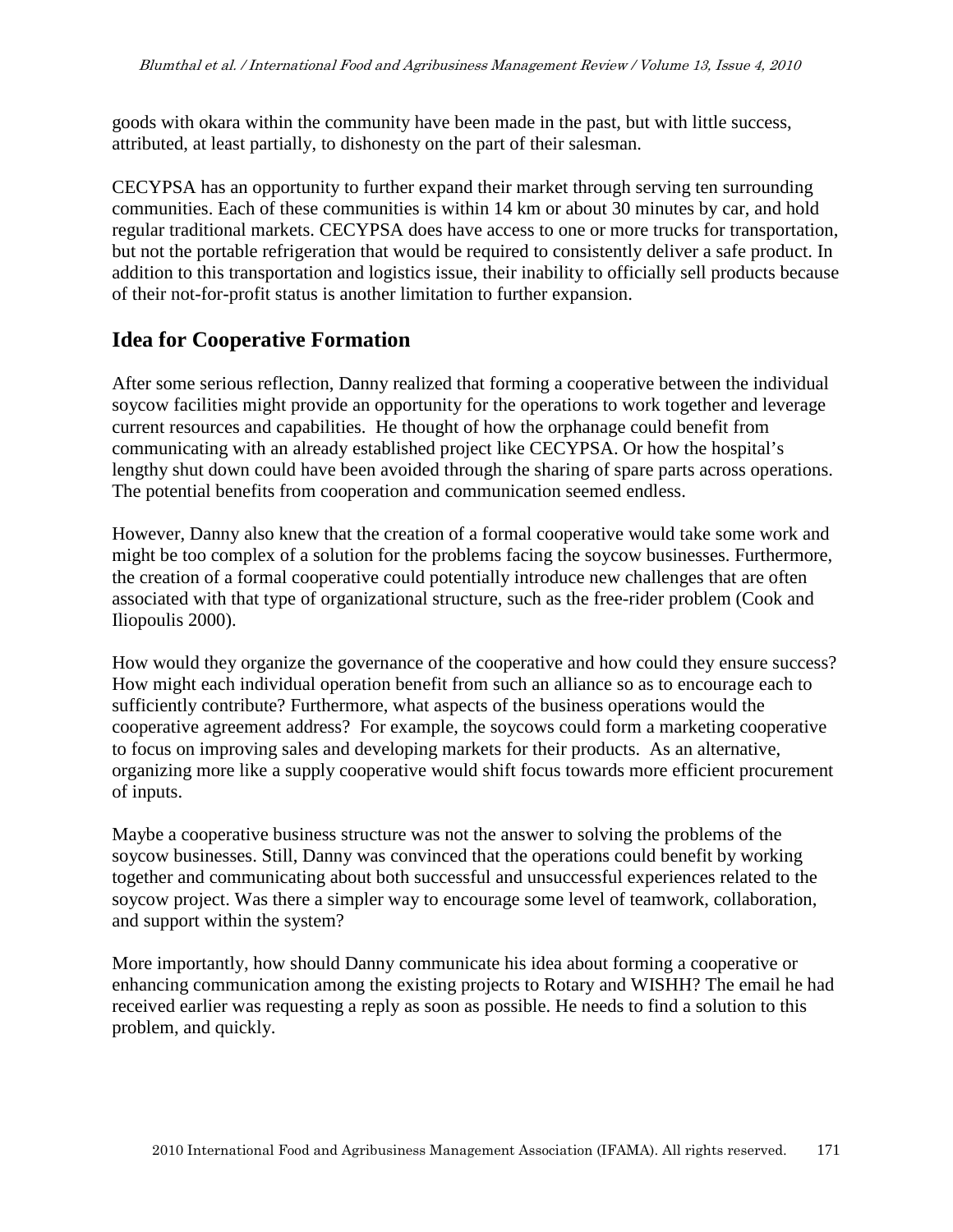goods with okara within the community have been made in the past, but with little success, attributed, at least partially, to dishonesty on the part of their salesman.

CECYPSA has an opportunity to further expand their market through serving ten surrounding communities. Each of these communities is within 14 km or about 30 minutes by car, and hold regular traditional markets. CECYPSA does have access to one or more trucks for transportation, but not the portable refrigeration that would be required to consistently deliver a safe product. In addition to this transportation and logistics issue, their inability to officially sell products because of their not-for-profit status is another limitation to further expansion.

## Idea for Cooperative Formation

After some serious reflection, Danny realized that forming a cooperative between the individual soycow facilities might provide an opportunity for the operations to work together and leverage current resources and capabilities. He thought of how the orphanage could benefit from communicating with an already established project like CECYPSA. Or how the hospital's lengthy shut down could have been avoided through the sharing of spare parts across operations. The potential benefits from cooperation and communication seemed endless.

However, Danny also knew that the creation of a formal cooperative would take some work and might be too complex of a solution for the problems facing the soycow businesses. Furthermore, the creation of a formal cooperative could potentially introduce new challenges that are often associated with that type of organizational structure, such as the free-rider problem (Cook and Iliopoulis 2000).

How would they organize the governance of the cooperative and how could they ensure success? How might each individual operation benefit from such an alliance so as to encourage each to sufficiently contribute? Furthermore, what aspects of the business operations would the cooperative agreement address? For example, the soycows could form a marketing cooperative to focus on improving sales and developing markets for their products. As an alternative, organizing more like a supply cooperative would shift focus towards more efficient procurement of inputs.

Maybe a cooperative business structure was not the answer to solving the problems of the soycow businesses. Still, Danny was convinced that the operations could benefit by working together and communicating about both successful and unsuccessful experiences related to the soycow project. Was there a simpler way to encourage some level of teamwork, collaboration, and support within the system?

More importantly, how should Danny communicate his idea about forming a cooperative or enhancing communication among the existing projects to Rotary and WISHH? The email he had received earlier was requesting a reply as soon as possible. He needs to find a solution to this problem, and quickly.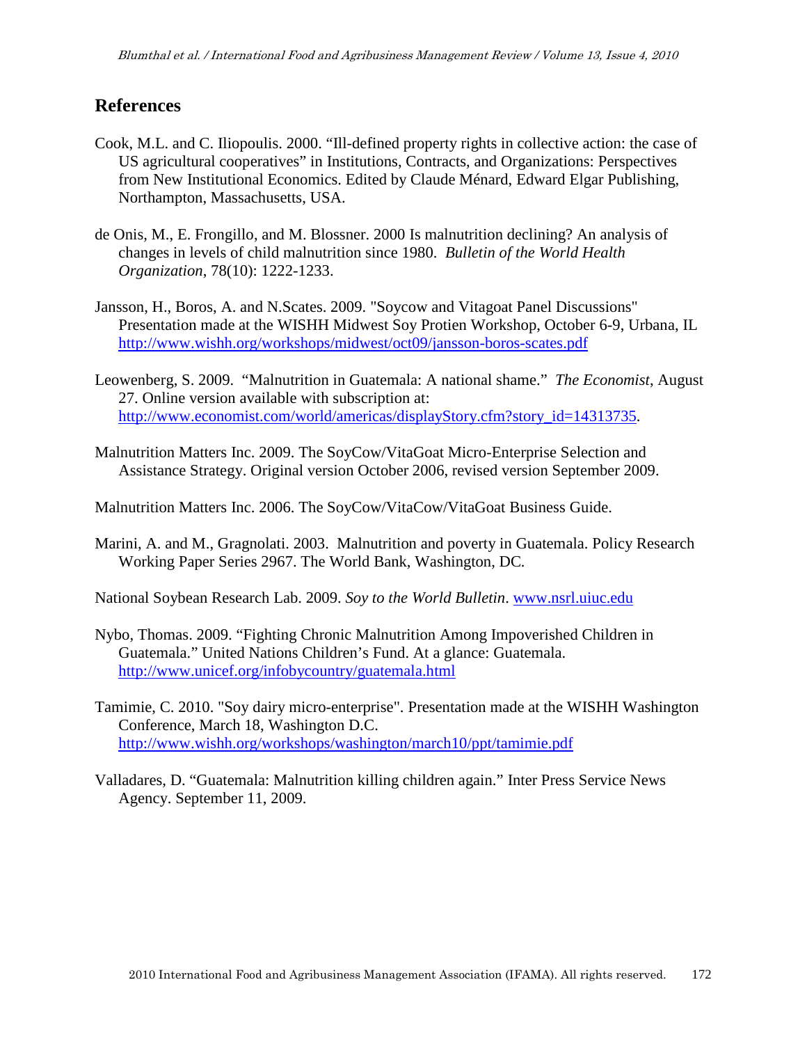## References

Cook, M.L. and C. Iliopoulis. 2000. “Ill-defined property rights in collective action: the case of US agricultural cooperatives” in Institutions, Contracts, and Organizations: Perspectives from New Institutional Economics. Edited by Claude Ménard, Edward Elgar Publishing, Northampton, Massachusetts, USA.

de Onis, M., E. Frongillo, and M. Blossner. 2000 Is malnutrition declining? An analysis of changes in levels of child malnutrition since 1980. *Bulletin of the World Health Organization*, 78(10): 1222-1233.

Jansson, H., Boros, A. and N.Scates. 2009. "Soycow and Vitagoat Panel Discussions" Presentation made at the WISHH Midwest Soy Protien Workshop, October 6-9, Urbana, IL http://www.wishh.org/workshops/midwest/oct09/jansson-boros-scates.pdf

Leowenberg, S. 2009. “Malnutrition in Guatemala: A national shame.” *The Economist*, August 27. Online version available with subscription at: http://www.economist.com/world/americas/displayStory.cfm?story_id=14313735.

Malnutrition Matters Inc. 2009. The SoyCow/VitaGoat Micro-Enterprise Selection and Assistance Strategy. Original version October 2006, revised version September 2009.

Malnutrition Matters Inc. 2006. The SoyCow/VitaCow/VitaGoat Business Guide.

Marini, A. and M., Gragnolati. 2003. Malnutrition and poverty in Guatemala. Policy Research Working Paper Series 2967. The World Bank, Washington, DC.

National Soybean Research Lab. 2009. *Soy to the World Bulletin*. www.nsrl.uiuc.edu

Nybo, Thomas. 2009. “Fighting Chronic Malnutrition Among Impoverished Children in Guatemala.” United Nations Children’s Fund. At a glance: Guatemala. http://www.unicef.org/infobycountry/guatemala.html

Tamimie, C. 2010. "Soy dairy micro-enterprise". Presentation made at the WISHH Washington Conference, March 18, Washington D.C. http://www.wishh.org/workshops/washington/march10/ppt/tamimie.pdf

Valladares, D. “Guatemala: Malnutrition killing children again.” Inter Press Service News Agency. September 11, 2009.